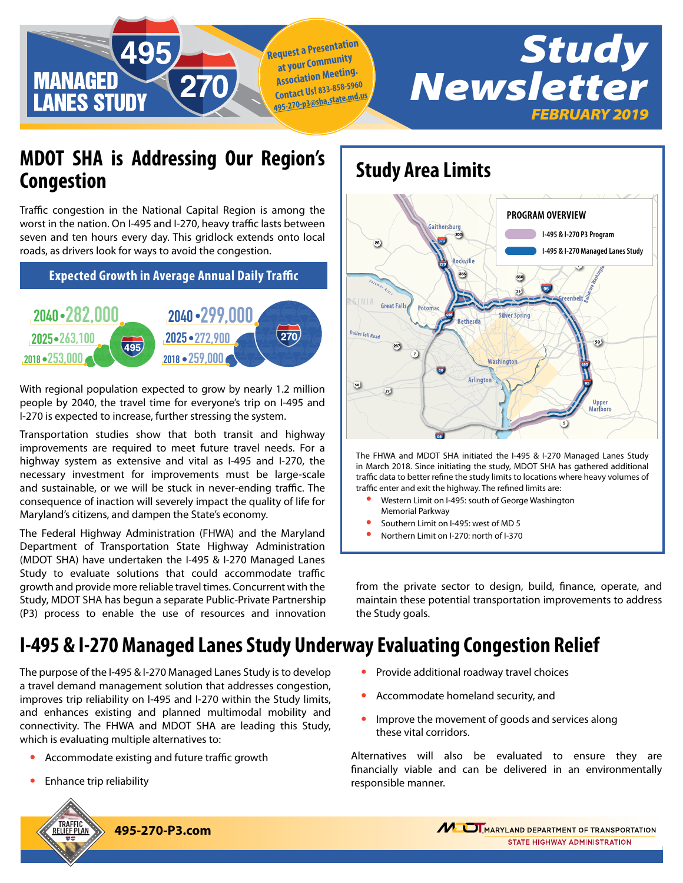# 495 270 MANAGED LANES STUDY

**Request a Presentation at your Community Association Meeting. Contact Us! 833-858-5960 495-270-p3@sha.state.md.us**

# Study Newsletter

*FEBRUARY 2019*

## MDOT SHA is Addressing Our Region's Congestion

Traffic congestion in the National Capital Region is among the worst in the nation. On I-495 and I-270, heavy traffic lasts between seven and ten hours every day. This gridlock extends onto local roads, as drivers look for ways to avoid the congestion.

### Expected Growth in Average Annual Daily Traffic

| | I-495 | I-270 |
|---|---|---|
| 2040 | 282,000 | 299,000 |
| 2025 | 263,100 | 272,900 |
| 2018 | 253,000 | 259,000 |

With regional population expected to grow by nearly 1.2 million people by 2040, the travel time for everyone's trip on I-495 and I-270 is expected to increase, further stressing the system.

Transportation studies show that both transit and highway improvements are required to meet future travel needs. For a highway system as extensive and vital as I-495 and I-270, the necessary investment for improvements must be large-scale and sustainable, or we will be stuck in never-ending traffic. The consequence of inaction will severely impact the quality of life for Maryland's citizens, and dampen the State's economy.

The Federal Highway Administration (FHWA) and the Maryland Department of Transportation State Highway Administration (MDOT SHA) have undertaken the I-495 & I-270 Managed Lanes Study to evaluate solutions that could accommodate traffic growth and provide more reliable travel times. Concurrent with the Study, MDOT SHA has begun a separate Public-Private Partnership (P3) process to enable the use of resources and innovation from the private sector to design, build, finance, operate, and maintain these potential transportation improvements to address the Study goals.

## Study Area Limits

PROGRAM OVERVIEW
- I-495 & I-270 P3 Program
- I-495 & I-270 Managed Lanes Study

The FHWA and MDOT SHA initiated the I-495 & I-270 Managed Lanes Study in March 2018. Since initiating the study, MDOT SHA has gathered additional traffic data to better refine the study limits to locations where heavy volumes of traffic enter and exit the highway. The refined limits are:

- Western Limit on I-495: south of George Washington Memorial Parkway
- Southern Limit on I-495: west of MD 5
- Northern Limit on I-270: north of I-370

## I-495 & I-270 Managed Lanes Study Underway Evaluating Congestion Relief

The purpose of the I-495 & I-270 Managed Lanes Study is to develop a travel demand management solution that addresses congestion, improves trip reliability on I-495 and I-270 within the Study limits, and enhances existing and planned multimodal mobility and connectivity. The FHWA and MDOT SHA are leading this Study, which is evaluating multiple alternatives to:

- Accommodate existing and future traffic growth
- Enhance trip reliability
- Provide additional roadway travel choices
- Accommodate homeland security, and
- Improve the movement of goods and services along these vital corridors.

Alternatives will also be evaluated to ensure they are financially viable and can be delivered in an environmentally responsible manner.

495-270-P3.com

MARYLAND DEPARTMENT OF TRANSPORTATION STATE HIGHWAY ADMINISTRATION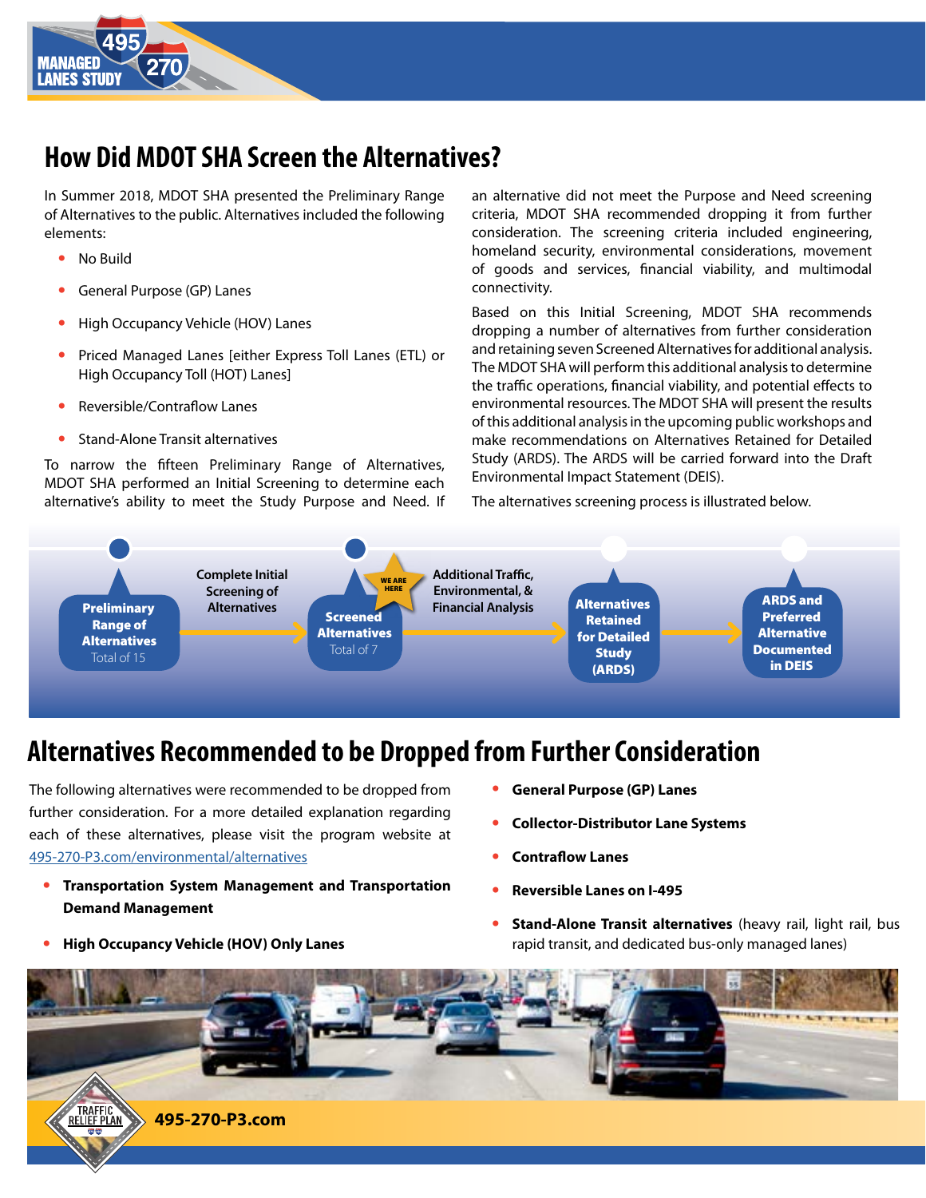# How Did MDOT SHA Screen the Alternatives?

In Summer 2018, MDOT SHA presented the Preliminary Range of Alternatives to the public. Alternatives included the following elements:

- No Build
- General Purpose (GP) Lanes
- High Occupancy Vehicle (HOV) Lanes
- Priced Managed Lanes [either Express Toll Lanes (ETL) or High Occupancy Toll (HOT) Lanes]
- Reversible/Contraflow Lanes
- Stand-Alone Transit alternatives

To narrow the fifteen Preliminary Range of Alternatives, MDOT SHA performed an Initial Screening to determine each alternative's ability to meet the Study Purpose and Need. If an alternative did not meet the Purpose and Need screening criteria, MDOT SHA recommended dropping it from further consideration. The screening criteria included engineering, homeland security, environmental considerations, movement of goods and services, financial viability, and multimodal connectivity.

Based on this Initial Screening, MDOT SHA recommends dropping a number of alternatives from further consideration and retaining seven Screened Alternatives for additional analysis. The MDOT SHA will perform this additional analysis to determine the traffic operations, financial viability, and potential effects to environmental resources. The MDOT SHA will present the results of this additional analysis in the upcoming public workshops and make recommendations on Alternatives Retained for Detailed Study (ARDS). The ARDS will be carried forward into the Draft Environmental Impact Statement (DEIS).

The alternatives screening process is illustrated below.

**Preliminary Range of Alternatives** (Total of 15) → Complete Initial Screening of Alternatives → **Screened Alternatives** (Total of 7) [WE ARE HERE] → Additional Traffic, Environmental, & Financial Analysis → **Alternatives Retained for Detailed Study (ARDS)** → **ARDS and Preferred Alternative Documented in DEIS**

# Alternatives Recommended to be Dropped from Further Consideration

The following alternatives were recommended to be dropped from further consideration. For a more detailed explanation regarding each of these alternatives, please visit the program website at 495-270-P3.com/environmental/alternatives

- **Transportation System Management and Transportation Demand Management**
- **High Occupancy Vehicle (HOV) Only Lanes**
- **General Purpose (GP) Lanes**
- **Collector-Distributor Lane Systems**
- **Contraflow Lanes**
- **Reversible Lanes on I-495**
- **Stand-Alone Transit alternatives** (heavy rail, light rail, bus rapid transit, and dedicated bus-only managed lanes)

495-270-P3.com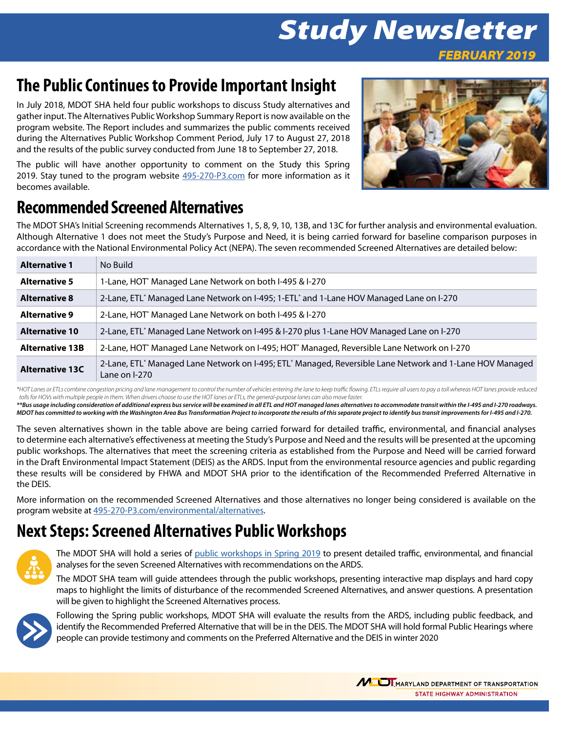# Study Newsletter

*FEBRUARY 2019*

## The Public Continues to Provide Important Insight

In July 2018, MDOT SHA held four public workshops to discuss Study alternatives and gather input. The Alternatives Public Workshop Summary Report is now available on the program website. The Report includes and summarizes the public comments received during the Alternatives Public Workshop Comment Period, July 17 to August 27, 2018 and the results of the public survey conducted from June 18 to September 27, 2018.

The public will have another opportunity to comment on the Study this Spring 2019. Stay tuned to the program website 495-270-P3.com for more information as it becomes available.

## Recommended Screened Alternatives

The MDOT SHA's Initial Screening recommends Alternatives 1, 5, 8, 9, 10, 13B, and 13C for further analysis and environmental evaluation. Although Alternative 1 does not meet the Study's Purpose and Need, it is being carried forward for baseline comparison purposes in accordance with the National Environmental Policy Act (NEPA). The seven recommended Screened Alternatives are detailed below:

| | |
|---|---|
| **Alternative 1** | No Build |
| **Alternative 5** | 1-Lane, HOT* Managed Lane Network on both I-495 & I-270 |
| **Alternative 8** | 2-Lane, ETL* Managed Lane Network on I-495; 1-ETL* and 1-Lane HOV Managed Lane on I-270 |
| **Alternative 9** | 2-Lane, HOT* Managed Lane Network on both I-495 & I-270 |
| **Alternative 10** | 2-Lane, ETL* Managed Lane Network on I-495 & I-270 plus 1-Lane HOV Managed Lane on I-270 |
| **Alternative 13B** | 2-Lane, HOT* Managed Lane Network on I-495; HOT* Managed, Reversible Lane Network on I-270 |
| **Alternative 13C** | 2-Lane, ETL* Managed Lane Network on I-495; ETL* Managed, Reversible Lane Network and 1-Lane HOV Managed Lane on I-270 |

*\*HOT Lanes or ETLs combine congestion pricing and lane management to control the number of vehicles entering the lane to keep traffic flowing. ETLs require all users to pay a toll whereas HOT lanes provide reduced tolls for HOVs with multiple people in them. When drivers choose to use the HOT lanes or ETLs, the general-purpose lanes can also move faster.*

***\*\*Bus usage including consideration of additional express bus service will be examined in all ETL and HOT managed lanes alternatives to accommodate transit within the I-495 and I-270 roadways. MDOT has committed to working with the Washington Area Bus Transformation Project to incorporate the results of this separate project to identify bus transit improvements for I-495 and I-270.***

The seven alternatives shown in the table above are being carried forward for detailed traffic, environmental, and financial analyses to determine each alternative's effectiveness at meeting the Study's Purpose and Need and the results will be presented at the upcoming public workshops. The alternatives that meet the screening criteria as established from the Purpose and Need will be carried forward in the Draft Environmental Impact Statement (DEIS) as the ARDS. Input from the environmental resource agencies and public regarding these results will be considered by FHWA and MDOT SHA prior to the identification of the Recommended Preferred Alternative in the DEIS.

More information on the recommended Screened Alternatives and those alternatives no longer being considered is available on the program website at 495-270-P3.com/environmental/alternatives.

## Next Steps: Screened Alternatives Public Workshops

The MDOT SHA will hold a series of public workshops in Spring 2019 to present detailed traffic, environmental, and financial analyses for the seven Screened Alternatives with recommendations on the ARDS.

The MDOT SHA team will guide attendees through the public workshops, presenting interactive map displays and hard copy maps to highlight the limits of disturbance of the recommended Screened Alternatives, and answer questions. A presentation will be given to highlight the Screened Alternatives process.

Following the Spring public workshops, MDOT SHA will evaluate the results from the ARDS, including public feedback, and identify the Recommended Preferred Alternative that will be in the DEIS. The MDOT SHA will hold formal Public Hearings where people can provide testimony and comments on the Preferred Alternative and the DEIS in winter 2020

MARYLAND DEPARTMENT OF TRANSPORTATION
STATE HIGHWAY ADMINISTRATION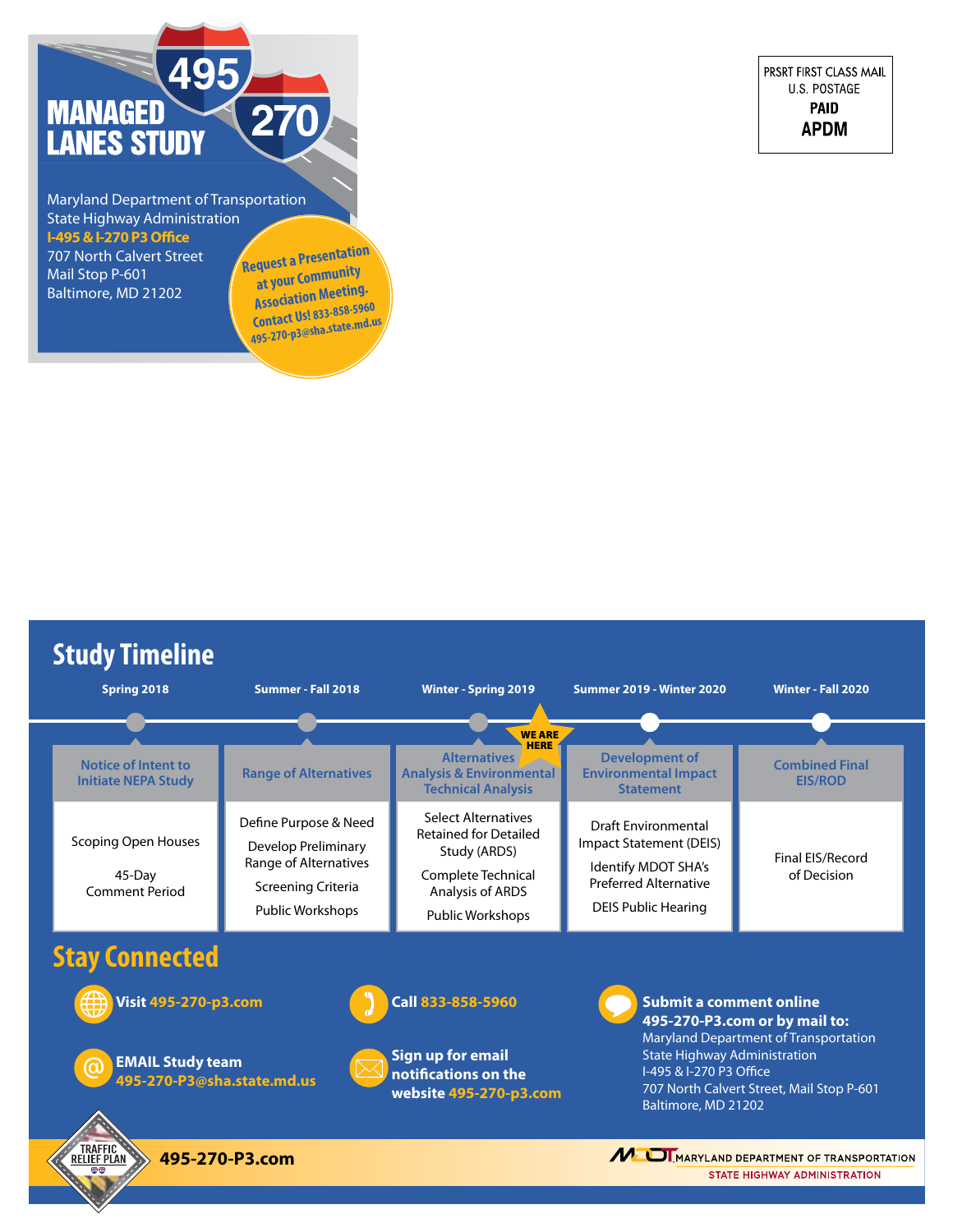# MANAGED LANES STUDY

495 270

Maryland Department of Transportation
State Highway Administration
**I-495 & I-270 P3 Office**
707 North Calvert Street
Mail Stop P-601
Baltimore, MD 21202

**Request a Presentation at your Community Association Meeting. Contact Us! 833-858-5960 495-270-p3@sha.state.md.us**

PRSRT FIRST CLASS MAIL
U.S. POSTAGE
**PAID**
**APDM**

## Study Timeline

| Spring 2018 | Summer - Fall 2018 | Winter - Spring 2019 (WE ARE HERE) | Summer 2019 - Winter 2020 | Winter - Fall 2020 |
|---|---|---|---|---|
| **Notice of Intent to Initiate NEPA Study** | **Range of Alternatives** | **Alternatives Analysis & Environmental Technical Analysis** | **Development of Environmental Impact Statement** | **Combined Final EIS/ROD** |
| Scoping Open Houses<br>45-Day Comment Period | Define Purpose & Need<br>Develop Preliminary Range of Alternatives<br>Screening Criteria<br>Public Workshops | Select Alternatives Retained for Detailed Study (ARDS)<br>Complete Technical Analysis of ARDS<br>Public Workshops | Draft Environmental Impact Statement (DEIS)<br>Identify MDOT SHA's Preferred Alternative<br>DEIS Public Hearing | Final EIS/Record of Decision |

## Stay Connected

**Visit 495-270-p3.com**

**EMAIL Study team 495-270-P3@sha.state.md.us**

**Call 833-858-5960**

**Sign up for email notifications on the website 495-270-p3.com**

**Submit a comment online 495-270-P3.com or by mail to:**
Maryland Department of Transportation
State Highway Administration
I-495 & I-270 P3 Office
707 North Calvert Street, Mail Stop P-601
Baltimore, MD 21202

TRAFFIC RELIEF PLAN

**495-270-P3.com**

MDOT MARYLAND DEPARTMENT OF TRANSPORTATION
STATE HIGHWAY ADMINISTRATION